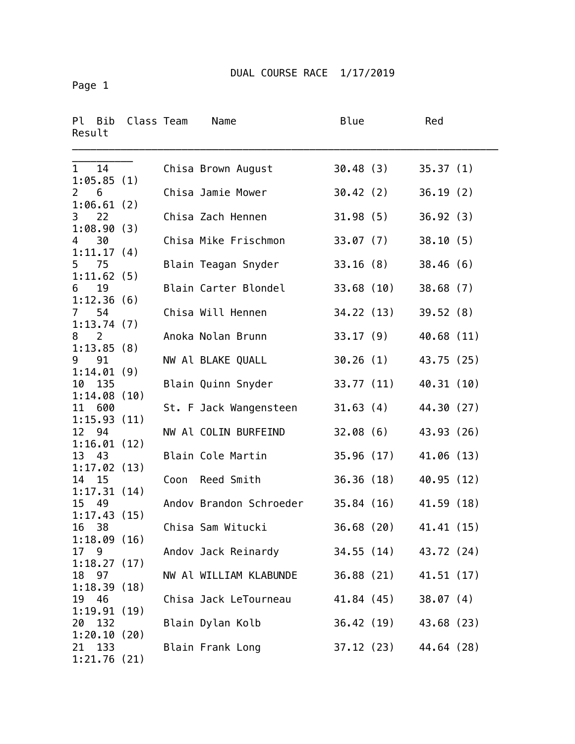# DUAL COURSE RACE 1/17/2019

Page 1

| Pl | Bib | Class | Team | Name | Blue | Red | Result |
|---|---|---|---|---|---|---|---|
| 1 | 14 | | Chisa | Brown August | 30.48 (3) | 35.37 (1) | 1:05.85 (1) |
| 2 | 6 | | Chisa | Jamie Mower | 30.42 (2) | 36.19 (2) | 1:06.61 (2) |
| 3 | 22 | | Chisa | Zach Hennen | 31.98 (5) | 36.92 (3) | 1:08.90 (3) |
| 4 | 30 | | Chisa | Mike Frischmon | 33.07 (7) | 38.10 (5) | 1:11.17 (4) |
| 5 | 75 | | Blain | Teagan Snyder | 33.16 (8) | 38.46 (6) | 1:11.62 (5) |
| 6 | 19 | | Blain | Carter Blondel | 33.68 (10) | 38.68 (7) | 1:12.36 (6) |
| 7 | 54 | | Chisa | Will Hennen | 34.22 (13) | 39.52 (8) | 1:13.74 (7) |
| 8 | 2 | | Anoka | Nolan Brunn | 33.17 (9) | 40.68 (11) | 1:13.85 (8) |
| 9 | 91 | | NW Al | BLAKE QUALL | 30.26 (1) | 43.75 (25) | 1:14.01 (9) |
| 10 | 135 | | Blain | Quinn Snyder | 33.77 (11) | 40.31 (10) | 1:14.08 (10) |
| 11 | 600 | | St. F | Jack Wangensteen | 31.63 (4) | 44.30 (27) | 1:15.93 (11) |
| 12 | 94 | | NW Al | COLIN BURFEIND | 32.08 (6) | 43.93 (26) | 1:16.01 (12) |
| 13 | 43 | | Blain | Cole Martin | 35.96 (17) | 41.06 (13) | 1:17.02 (13) |
| 14 | 15 | | Coon | Reed Smith | 36.36 (18) | 40.95 (12) | 1:17.31 (14) |
| 15 | 49 | | Andov | Brandon Schroeder | 35.84 (16) | 41.59 (18) | 1:17.43 (15) |
| 16 | 38 | | Chisa | Sam Witucki | 36.68 (20) | 41.41 (15) | 1:18.09 (16) |
| 17 | 9 | | Andov | Jack Reinardy | 34.55 (14) | 43.72 (24) | 1:18.27 (17) |
| 18 | 97 | | NW Al | WILLIAM KLABUNDE | 36.88 (21) | 41.51 (17) | 1:18.39 (18) |
| 19 | 46 | | Chisa | Jack LeTourneau | 41.84 (45) | 38.07 (4) | 1:19.91 (19) |
| 20 | 132 | | Blain | Dylan Kolb | 36.42 (19) | 43.68 (23) | 1:20.10 (20) |
| 21 | 133 | | Blain | Frank Long | 37.12 (23) | 44.64 (28) | 1:21.76 (21) |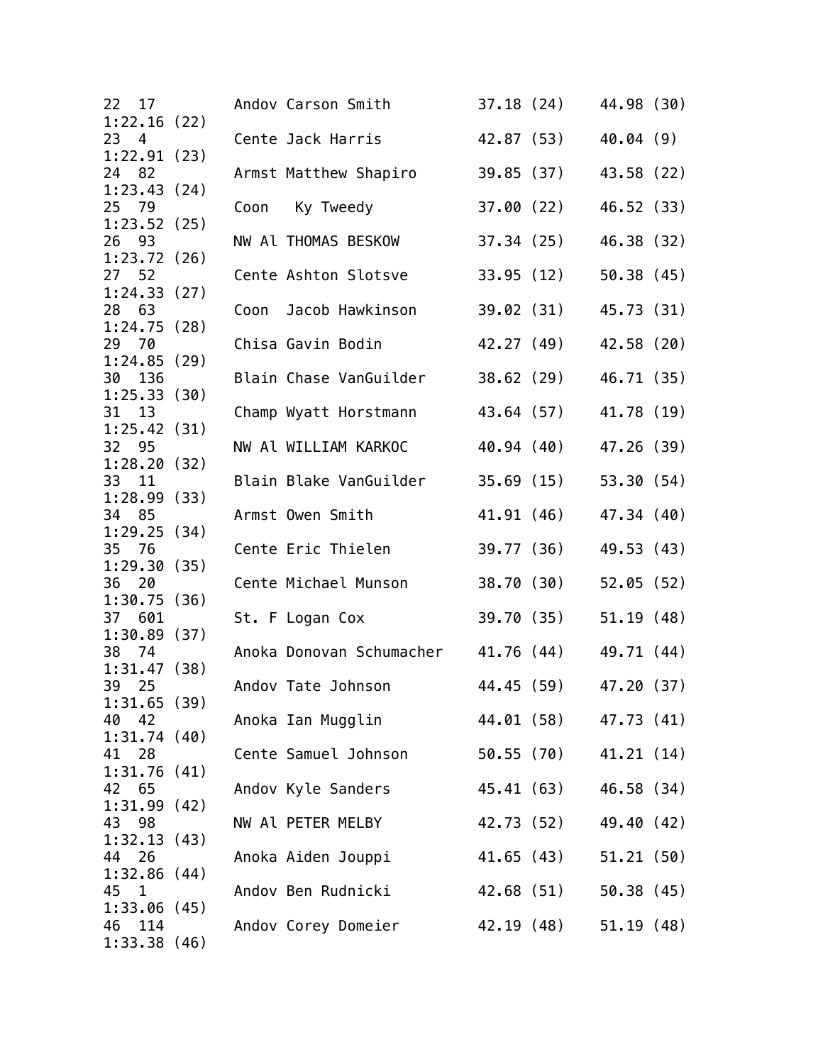```
22  17         Andov Carson Smith          37.18 (24)    44.98 (30)
1:22.16 (22)
23  4          Cente Jack Harris           42.87 (53)    40.04 (9)
1:22.91 (23)
24  82         Armst Matthew Shapiro       39.85 (37)    43.58 (22)
1:23.43 (24)
25  79         Coon   Ky Tweedy            37.00 (22)    46.52 (33)
1:23.52 (25)
26  93         NW Al THOMAS BESKOW         37.34 (25)    46.38 (32)
1:23.72 (26)
27  52         Cente Ashton Slotsve        33.95 (12)    50.38 (45)
1:24.33 (27)
28  63         Coon  Jacob Hawkinson       39.02 (31)    45.73 (31)
1:24.75 (28)
29  70         Chisa Gavin Bodin           42.27 (49)    42.58 (20)
1:24.85 (29)
30  136        Blain Chase VanGuilder      38.62 (29)    46.71 (35)
1:25.33 (30)
31  13         Champ Wyatt Horstmann       43.64 (57)    41.78 (19)
1:25.42 (31)
32  95         NW Al WILLIAM KARKOC        40.94 (40)    47.26 (39)
1:28.20 (32)
33  11         Blain Blake VanGuilder      35.69 (15)    53.30 (54)
1:28.99 (33)
34  85         Armst Owen Smith            41.91 (46)    47.34 (40)
1:29.25 (34)
35  76         Cente Eric Thielen          39.77 (36)    49.53 (43)
1:29.30 (35)
36  20         Cente Michael Munson        38.70 (30)    52.05 (52)
1:30.75 (36)
37  601        St. F Logan Cox             39.70 (35)    51.19 (48)
1:30.89 (37)
38  74         Anoka Donovan Schumacher    41.76 (44)    49.71 (44)
1:31.47 (38)
39  25         Andov Tate Johnson          44.45 (59)    47.20 (37)
1:31.65 (39)
40  42         Anoka Ian Mugglin           44.01 (58)    47.73 (41)
1:31.74 (40)
41  28         Cente Samuel Johnson        50.55 (70)    41.21 (14)
1:31.76 (41)
42  65         Andov Kyle Sanders          45.41 (63)    46.58 (34)
1:31.99 (42)
43  98         NW Al PETER MELBY           42.73 (52)    49.40 (42)
1:32.13 (43)
44  26         Anoka Aiden Jouppi          41.65 (43)    51.21 (50)
1:32.86 (44)
45  1          Andov Ben Rudnicki          42.68 (51)    50.38 (45)
1:33.06 (45)
46  114        Andov Corey Domeier         42.19 (48)    51.19 (48)
1:33.38 (46)
```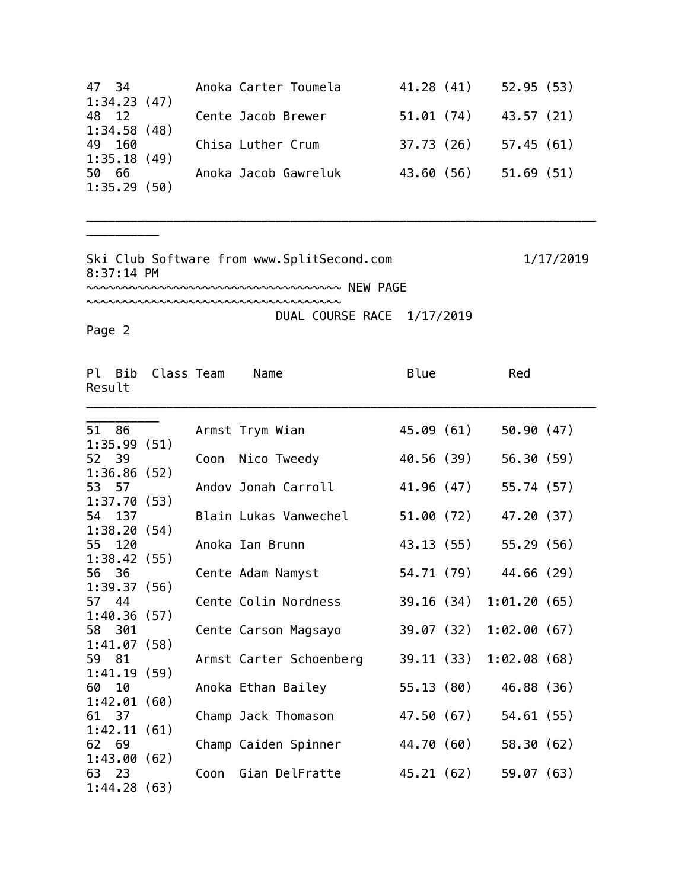| Pl | Bib | Class | Team | Name | Blue | Red | Result |
|---|---|---|---|---|---|---|---|
| 47 | 34 | | Anoka | Carter Toumela | 41.28 (41) | 52.95 (53) | 1:34.23 (47) |
| 48 | 12 | | Cente | Jacob Brewer | 51.01 (74) | 43.57 (21) | 1:34.58 (48) |
| 49 | 160 | | Chisa | Luther Crum | 37.73 (26) | 57.45 (61) | 1:35.18 (49) |
| 50 | 66 | | Anoka | Jacob Gawreluk | 43.60 (56) | 51.69 (51) | 1:35.29 (50) |

Ski Club Software from www.SplitSecond.com 1/17/2019 8:37:14 PM

~~~~~~~~~~~~~~~~~~~~~~~~~~~~~~~~~~~~ NEW PAGE ~~~~~~~~~~~~~~~~~~~~~~~~~~~~~~~~~~~~

DUAL COURSE RACE 1/17/2019

Page 2

| Pl | Bib | Class | Team | Name | Blue | Red | Result |
|---|---|---|---|---|---|---|---|
| 51 | 86 | | Armst | Trym Wian | 45.09 (61) | 50.90 (47) | 1:35.99 (51) |
| 52 | 39 | | Coon | Nico Tweedy | 40.56 (39) | 56.30 (59) | 1:36.86 (52) |
| 53 | 57 | | Andov | Jonah Carroll | 41.96 (47) | 55.74 (57) | 1:37.70 (53) |
| 54 | 137 | | Blain | Lukas Vanwechel | 51.00 (72) | 47.20 (37) | 1:38.20 (54) |
| 55 | 120 | | Anoka | Ian Brunn | 43.13 (55) | 55.29 (56) | 1:38.42 (55) |
| 56 | 36 | | Cente | Adam Namyst | 54.71 (79) | 44.66 (29) | 1:39.37 (56) |
| 57 | 44 | | Cente | Colin Nordness | 39.16 (34) | 1:01.20 (65) | 1:40.36 (57) |
| 58 | 301 | | Cente | Carson Magsayo | 39.07 (32) | 1:02.00 (67) | 1:41.07 (58) |
| 59 | 81 | | Armst | Carter Schoenberg | 39.11 (33) | 1:02.08 (68) | 1:41.19 (59) |
| 60 | 10 | | Anoka | Ethan Bailey | 55.13 (80) | 46.88 (36) | 1:42.01 (60) |
| 61 | 37 | | Champ | Jack Thomason | 47.50 (67) | 54.61 (55) | 1:42.11 (61) |
| 62 | 69 | | Champ | Caiden Spinner | 44.70 (60) | 58.30 (62) | 1:43.00 (62) |
| 63 | 23 | | Coon | Gian DelFratte | 45.21 (62) | 59.07 (63) | 1:44.28 (63) |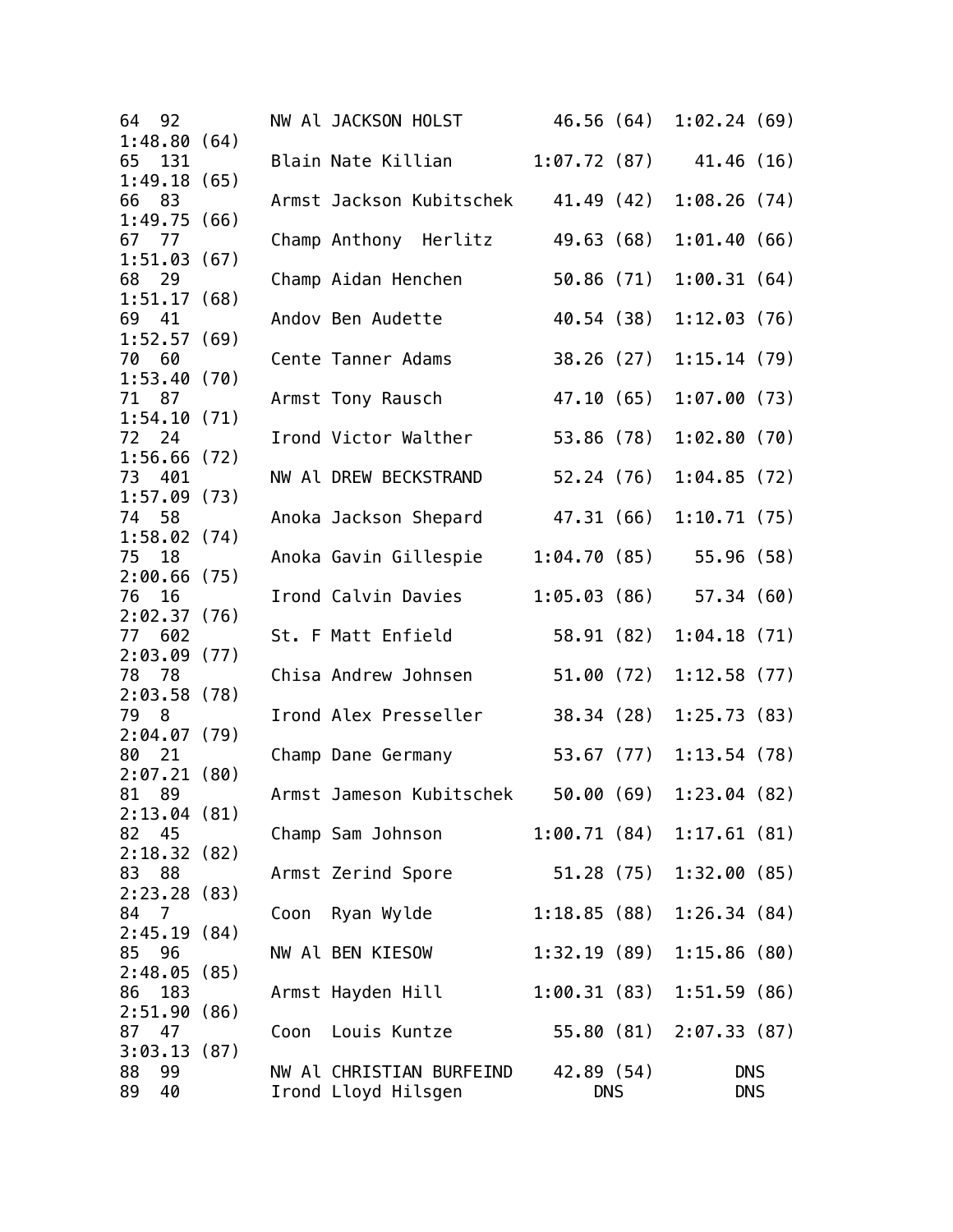| Place | No. | Team | Name | Split 1 | Split 2 | Final |
|---|---|---|---|---|---|---|
| 64 | 92 | NW Al | JACKSON HOLST | 46.56 (64) | 1:02.24 (69) | 1:48.80 (64) |
| 65 | 131 | Blain | Nate Killian | 1:07.72 (87) | 41.46 (16) | 1:49.18 (65) |
| 66 | 83 | Armst | Jackson Kubitschek | 41.49 (42) | 1:08.26 (74) | 1:49.75 (66) |
| 67 | 77 | Champ | Anthony Herlitz | 49.63 (68) | 1:01.40 (66) | 1:51.03 (67) |
| 68 | 29 | Champ | Aidan Henchen | 50.86 (71) | 1:00.31 (64) | 1:51.17 (68) |
| 69 | 41 | Andov | Ben Audette | 40.54 (38) | 1:12.03 (76) | 1:52.57 (69) |
| 70 | 60 | Cente | Tanner Adams | 38.26 (27) | 1:15.14 (79) | 1:53.40 (70) |
| 71 | 87 | Armst | Tony Rausch | 47.10 (65) | 1:07.00 (73) | 1:54.10 (71) |
| 72 | 24 | Irond | Victor Walther | 53.86 (78) | 1:02.80 (70) | 1:56.66 (72) |
| 73 | 401 | NW Al | DREW BECKSTRAND | 52.24 (76) | 1:04.85 (72) | 1:57.09 (73) |
| 74 | 58 | Anoka | Jackson Shepard | 47.31 (66) | 1:10.71 (75) | 1:58.02 (74) |
| 75 | 18 | Anoka | Gavin Gillespie | 1:04.70 (85) | 55.96 (58) | 2:00.66 (75) |
| 76 | 16 | Irond | Calvin Davies | 1:05.03 (86) | 57.34 (60) | 2:02.37 (76) |
| 77 | 602 | St. F | Matt Enfield | 58.91 (82) | 1:04.18 (71) | 2:03.09 (77) |
| 78 | 78 | Chisa | Andrew Johnsen | 51.00 (72) | 1:12.58 (77) | 2:03.58 (78) |
| 79 | 8 | Irond | Alex Presseller | 38.34 (28) | 1:25.73 (83) | 2:04.07 (79) |
| 80 | 21 | Champ | Dane Germany | 53.67 (77) | 1:13.54 (78) | 2:07.21 (80) |
| 81 | 89 | Armst | Jameson Kubitschek | 50.00 (69) | 1:23.04 (82) | 2:13.04 (81) |
| 82 | 45 | Champ | Sam Johnson | 1:00.71 (84) | 1:17.61 (81) | 2:18.32 (82) |
| 83 | 88 | Armst | Zerind Spore | 51.28 (75) | 1:32.00 (85) | 2:23.28 (83) |
| 84 | 7 | Coon | Ryan Wylde | 1:18.85 (88) | 1:26.34 (84) | 2:45.19 (84) |
| 85 | 96 | NW Al | BEN KIESOW | 1:32.19 (89) | 1:15.86 (80) | 2:48.05 (85) |
| 86 | 183 | Armst | Hayden Hill | 1:00.31 (83) | 1:51.59 (86) | 2:51.90 (86) |
| 87 | 47 | Coon | Louis Kuntze | 55.80 (81) | 2:07.33 (87) | 3:03.13 (87) |
| 88 | 99 | NW Al | CHRISTIAN BURFEIND | 42.89 (54) | DNS | |
| 89 | 40 | Irond | Lloyd Hilsgen | DNS | DNS | |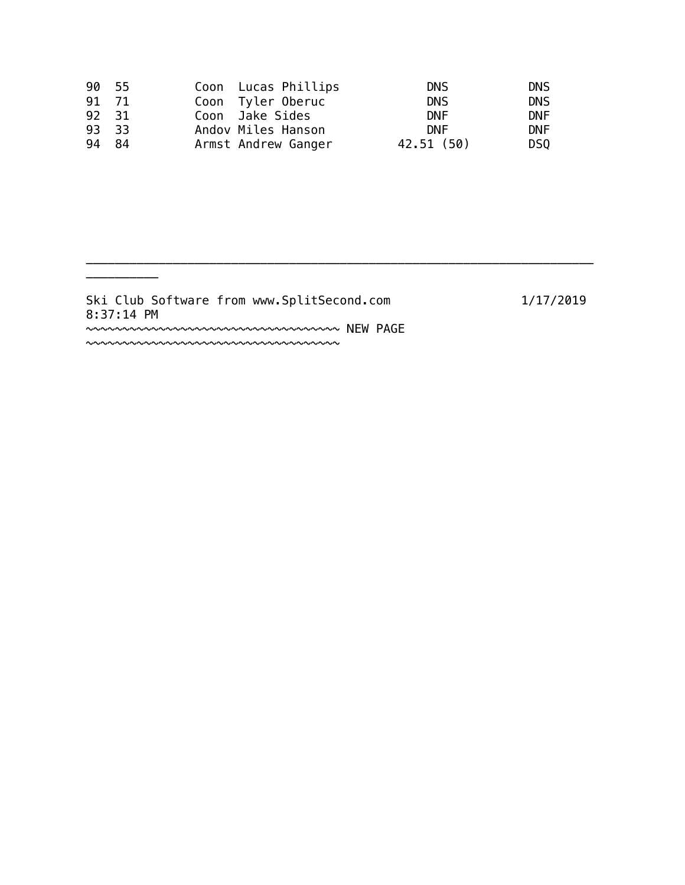| | | | | | |
|---|---|---|---|---|---|
| 90 | 55 | Coon | Lucas Phillips | DNS | DNS |
| 91 | 71 | Coon | Tyler Oberuc | DNS | DNS |
| 92 | 31 | Coon | Jake Sides | DNF | DNF |
| 93 | 33 | Andov | Miles Hanson | DNF | DNF |
| 94 | 84 | Armst | Andrew Ganger | 42.51 (50) | DSQ |

---

Ski Club Software from www.SplitSecond.com 1/17/2019 8:37:14 PM

~~~~~~~~~~~~~~~~~~~~~~~~~~~~~~~~~~~ NEW PAGE ~~~~~~~~~~~~~~~~~~~~~~~~~~~~~~~~~~~